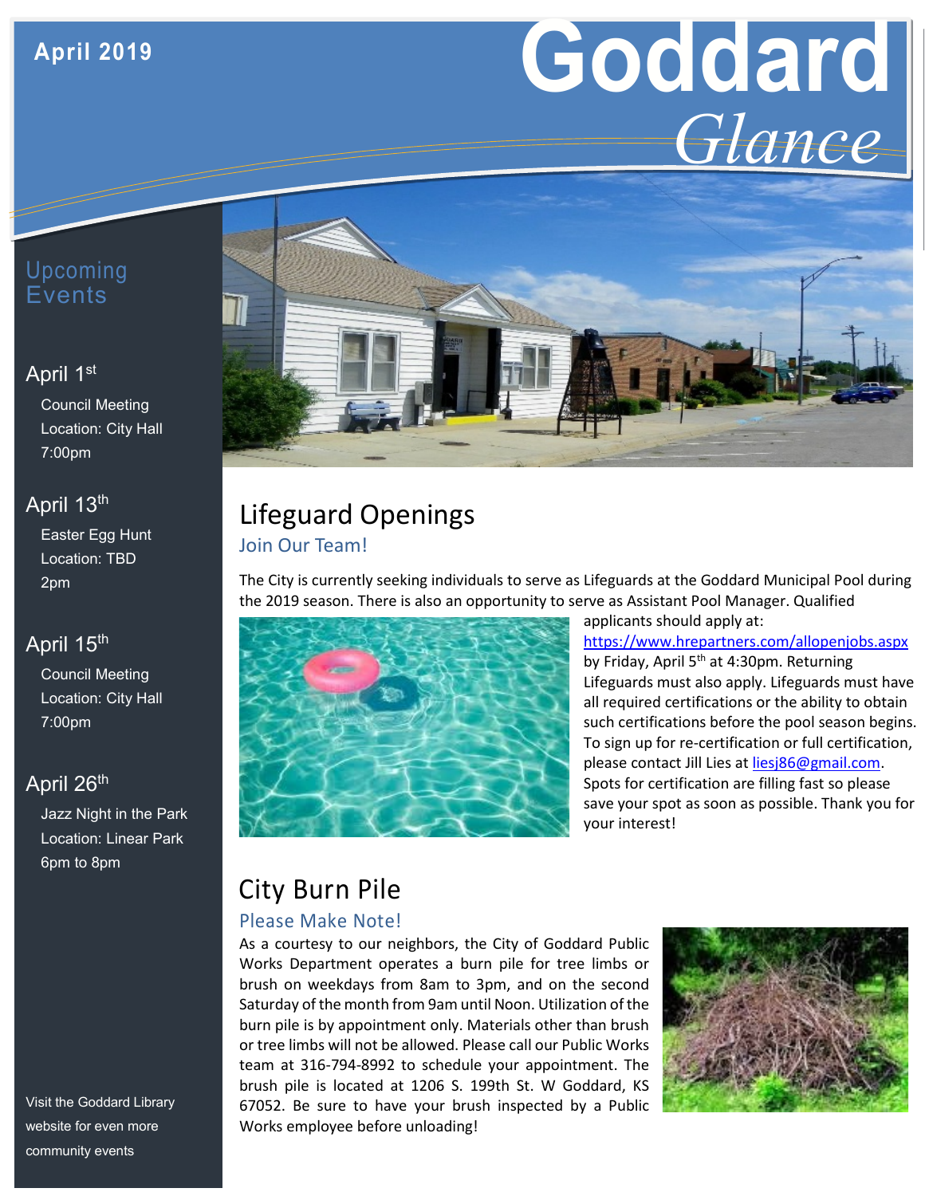April 2019

# Goddard *Glance*

## Upcoming Events

**April 1st**
Council Meeting
Location: City Hall
7:00pm

**April 13th**
Easter Egg Hunt
Location: TBD
2pm

**April 15th**
Council Meeting
Location: City Hall
7:00pm

**April 26th**
Jazz Night in the Park
Location: Linear Park
6pm to 8pm

Visit the Goddard Library website for even more community events

## Lifeguard Openings

### Join Our Team!

The City is currently seeking individuals to serve as Lifeguards at the Goddard Municipal Pool during the 2019 season. There is also an opportunity to serve as Assistant Pool Manager. Qualified applicants should apply at: https://www.hrepartners.com/allopenjobs.aspx by Friday, April 5th at 4:30pm. Returning Lifeguards must also apply. Lifeguards must have all required certifications or the ability to obtain such certifications before the pool season begins. To sign up for re-certification or full certification, please contact Jill Lies at liesj86@gmail.com. Spots for certification are filling fast so please save your spot as soon as possible. Thank you for your interest!

## City Burn Pile

### Please Make Note!

As a courtesy to our neighbors, the City of Goddard Public Works Department operates a burn pile for tree limbs or brush on weekdays from 8am to 3pm, and on the second Saturday of the month from 9am until Noon. Utilization of the burn pile is by appointment only. Materials other than brush or tree limbs will not be allowed. Please call our Public Works team at 316-794-8992 to schedule your appointment. The brush pile is located at 1206 S. 199th St. W Goddard, KS 67052. Be sure to have your brush inspected by a Public Works employee before unloading!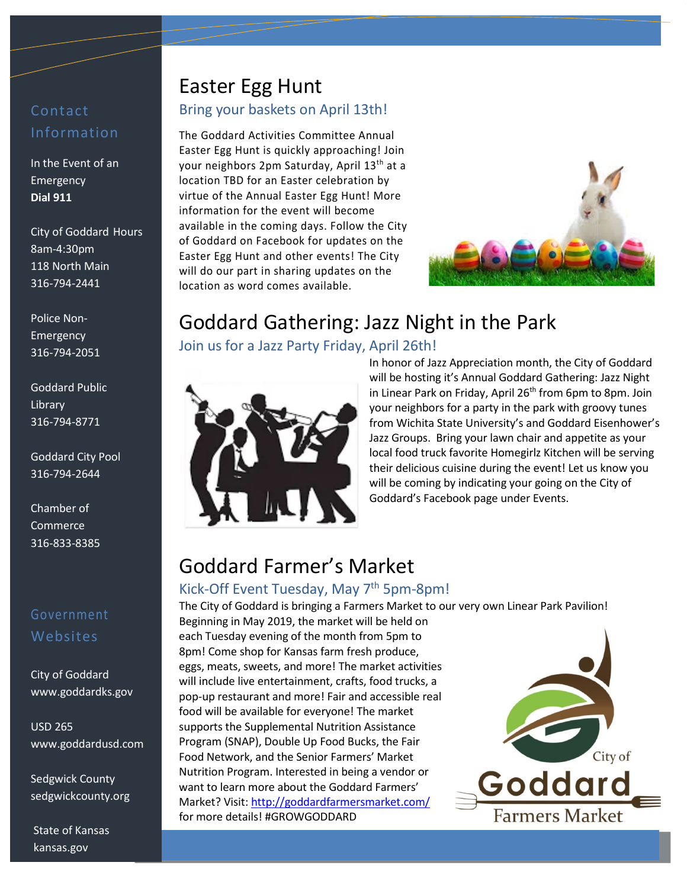## Contact Information

In the Event of an Emergency
**Dial 911**

City of Goddard Hours
8am-4:30pm
118 North Main
316-794-2441

Police Non-Emergency
316-794-2051

Goddard Public Library
316-794-8771

Goddard City Pool
316-794-2644

Chamber of Commerce
316-833-8385

## Government Websites

City of Goddard
www.goddardks.gov

USD 265
www.goddardusd.com

Sedgwick County
sedgwickcounty.org

State of Kansas
kansas.gov

# Easter Egg Hunt

### Bring your baskets on April 13th!

The Goddard Activities Committee Annual Easter Egg Hunt is quickly approaching! Join your neighbors 2pm Saturday, April 13th at a location TBD for an Easter celebration by virtue of the Annual Easter Egg Hunt! More information for the event will become available in the coming days. Follow the City of Goddard on Facebook for updates on the Easter Egg Hunt and other events! The City will do our part in sharing updates on the location as word comes available.

# Goddard Gathering: Jazz Night in the Park

### Join us for a Jazz Party Friday, April 26th!

In honor of Jazz Appreciation month, the City of Goddard will be hosting it's Annual Goddard Gathering: Jazz Night in Linear Park on Friday, April 26th from 6pm to 8pm. Join your neighbors for a party in the park with groovy tunes from Wichita State University's and Goddard Eisenhower's Jazz Groups. Bring your lawn chair and appetite as your local food truck favorite Homegirlz Kitchen will be serving their delicious cuisine during the event! Let us know you will be coming by indicating your going on the City of Goddard's Facebook page under Events.

# Goddard Farmer's Market

### Kick-Off Event Tuesday, May 7th 5pm-8pm!

The City of Goddard is bringing a Farmers Market to our very own Linear Park Pavilion! Beginning in May 2019, the market will be held on each Tuesday evening of the month from 5pm to 8pm! Come shop for Kansas farm fresh produce, eggs, meats, sweets, and more! The market activities will include live entertainment, crafts, food trucks, a pop-up restaurant and more! Fair and accessible real food will be available for everyone! The market supports the Supplemental Nutrition Assistance Program (SNAP), Double Up Food Bucks, the Fair Food Network, and the Senior Farmers' Market Nutrition Program. Interested in being a vendor or want to learn more about the Goddard Farmers' Market? Visit: http://goddardfarmersmarket.com/ for more details! #GROWGODDARD

City of Goddard Farmers Market